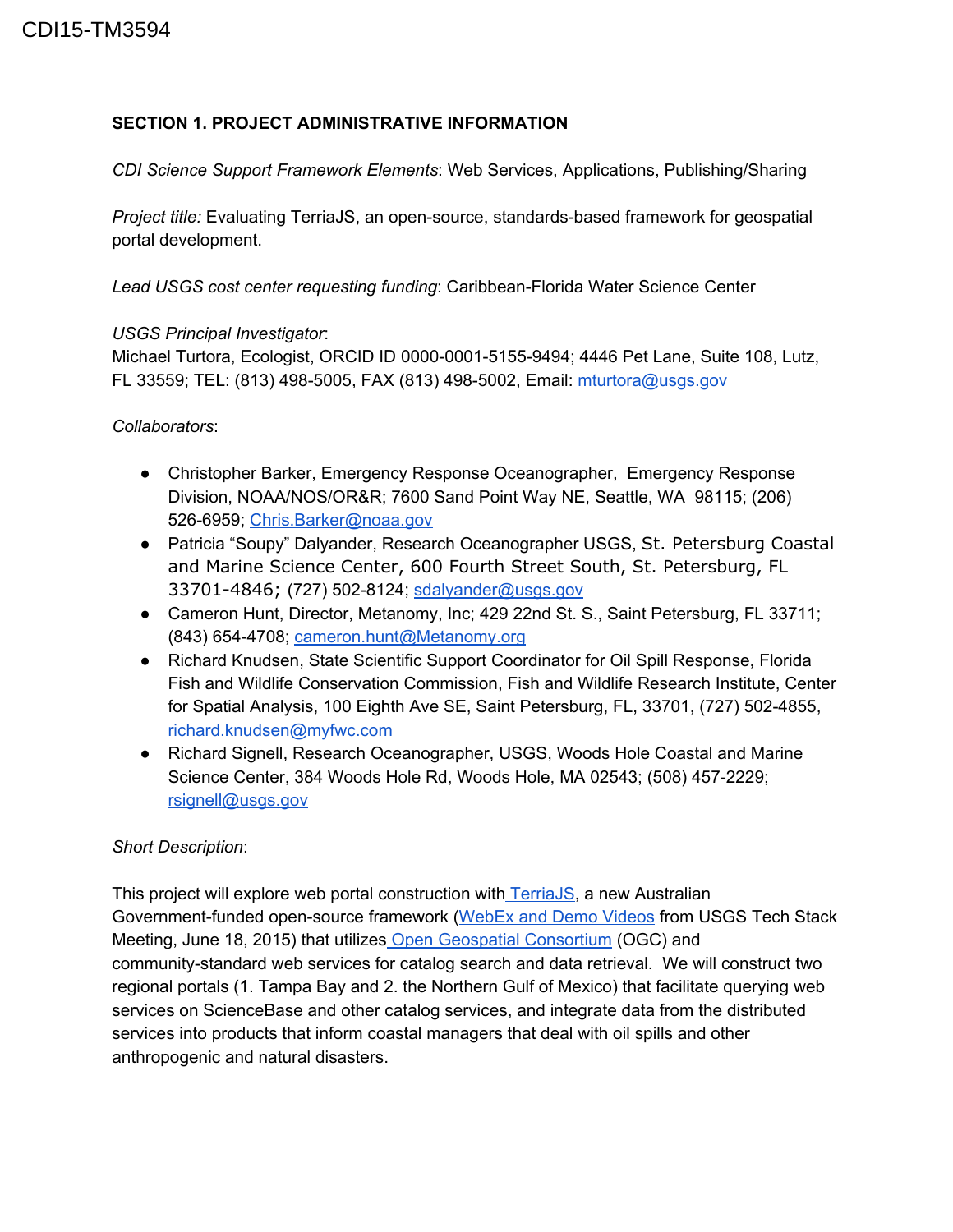CDI15-TM3594

**SECTION 1. PROJECT ADMINISTRATIVE INFORMATION**

*CDI Science Support Framework Elements*: Web Services, Applications, Publishing/Sharing

*Project title:* Evaluating TerriaJS, an open-source, standards-based framework for geospatial portal development.

*Lead USGS cost center requesting funding*: Caribbean-Florida Water Science Center

*USGS Principal Investigator*:
Michael Turtora, Ecologist, ORCID ID 0000-0001-5155-9494; 4446 Pet Lane, Suite 108, Lutz, FL 33559; TEL: (813) 498-5005, FAX (813) 498-5002, Email: mturtora@usgs.gov

*Collaborators*:

- Christopher Barker, Emergency Response Oceanographer, Emergency Response Division, NOAA/NOS/OR&R; 7600 Sand Point Way NE, Seattle, WA 98115; (206) 526-6959; Chris.Barker@noaa.gov
- Patricia "Soupy" Dalyander, Research Oceanographer USGS, St. Petersburg Coastal and Marine Science Center, 600 Fourth Street South, St. Petersburg, FL 33701-4846; (727) 502-8124; sdalyander@usgs.gov
- Cameron Hunt, Director, Metanomy, Inc; 429 22nd St. S., Saint Petersburg, FL 33711; (843) 654-4708; cameron.hunt@Metanomy.org
- Richard Knudsen, State Scientific Support Coordinator for Oil Spill Response, Florida Fish and Wildlife Conservation Commission, Fish and Wildlife Research Institute, Center for Spatial Analysis, 100 Eighth Ave SE, Saint Petersburg, FL, 33701, (727) 502-4855, richard.knudsen@myfwc.com
- Richard Signell, Research Oceanographer, USGS, Woods Hole Coastal and Marine Science Center, 384 Woods Hole Rd, Woods Hole, MA 02543; (508) 457-2229; rsignell@usgs.gov

*Short Description*:

This project will explore web portal construction with TerriaJS, a new Australian Government-funded open-source framework (WebEx and Demo Videos from USGS Tech Stack Meeting, June 18, 2015) that utilizes Open Geospatial Consortium (OGC) and community-standard web services for catalog search and data retrieval. We will construct two regional portals (1. Tampa Bay and 2. the Northern Gulf of Mexico) that facilitate querying web services on ScienceBase and other catalog services, and integrate data from the distributed services into products that inform coastal managers that deal with oil spills and other anthropogenic and natural disasters.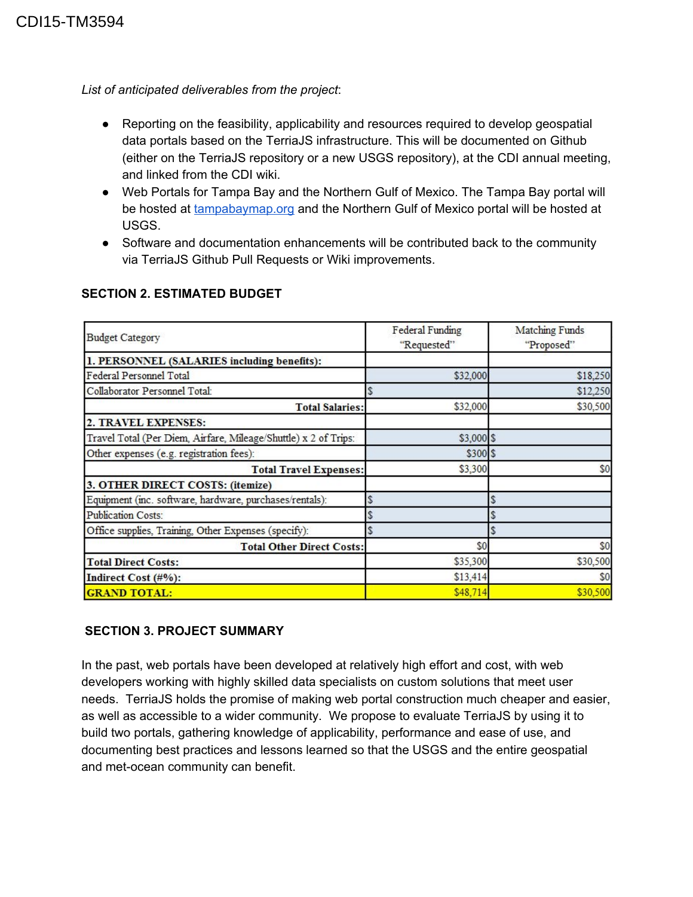*List of anticipated deliverables from the project*:

- Reporting on the feasibility, applicability and resources required to develop geospatial data portals based on the TerriaJS infrastructure. This will be documented on Github (either on the TerriaJS repository or a new USGS repository), at the CDI annual meeting, and linked from the CDI wiki.
- Web Portals for Tampa Bay and the Northern Gulf of Mexico. The Tampa Bay portal will be hosted at tampabaymap.org and the Northern Gulf of Mexico portal will be hosted at USGS.
- Software and documentation enhancements will be contributed back to the community via TerriaJS Github Pull Requests or Wiki improvements.

**SECTION 2. ESTIMATED BUDGET**

| Budget Category | Federal Funding "Requested" | Matching Funds "Proposed" |
|---|---|---|
| **1. PERSONNEL (SALARIES including benefits):** | | |
| Federal Personnel Total | $32,000 | $18,250 |
| Collaborator Personnel Total: | $ | $12,250 |
| **Total Salaries:** | $32,000 | $30,500 |
| **2. TRAVEL EXPENSES:** | | |
| Travel Total (Per Diem, Airfare, Mileage/Shuttle) x 2 of Trips: | $3,000 | $ |
| Other expenses (e.g. registration fees): | $300 | $ |
| **Total Travel Expenses:** | $3,300 | $0 |
| **3. OTHER DIRECT COSTS: (itemize)** | | |
| Equipment (inc. software, hardware, purchases/rentals): | $ | $ |
| Publication Costs: | $ | $ |
| Office supplies, Training, Other Expenses (specify): | $ | $ |
| **Total Other Direct Costs:** | $0 | $0 |
| **Total Direct Costs:** | $35,300 | $30,500 |
| **Indirect Cost (#%):** | $13,414 | $0 |
| **GRAND TOTAL:** | $48,714 | $30,500 |

**SECTION 3. PROJECT SUMMARY**

In the past, web portals have been developed at relatively high effort and cost, with web developers working with highly skilled data specialists on custom solutions that meet user needs. TerriaJS holds the promise of making web portal construction much cheaper and easier, as well as accessible to a wider community. We propose to evaluate TerriaJS by using it to build two portals, gathering knowledge of applicability, performance and ease of use, and documenting best practices and lessons learned so that the USGS and the entire geospatial and met-ocean community can benefit.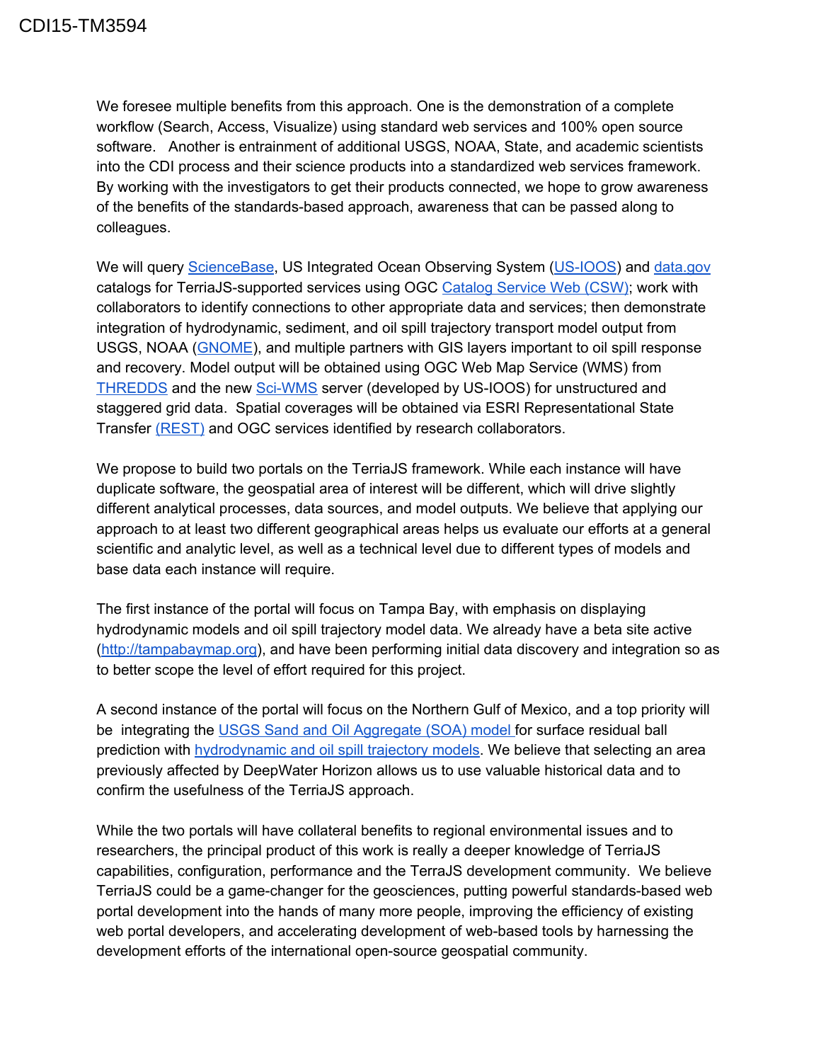We foresee multiple benefits from this approach. One is the demonstration of a complete workflow (Search, Access, Visualize) using standard web services and 100% open source software. Another is entrainment of additional USGS, NOAA, State, and academic scientists into the CDI process and their science products into a standardized web services framework. By working with the investigators to get their products connected, we hope to grow awareness of the benefits of the standards-based approach, awareness that can be passed along to colleagues.

We will query ScienceBase, US Integrated Ocean Observing System (US-IOOS) and data.gov catalogs for TerriaJS-supported services using OGC Catalog Service Web (CSW); work with collaborators to identify connections to other appropriate data and services; then demonstrate integration of hydrodynamic, sediment, and oil spill trajectory transport model output from USGS, NOAA (GNOME), and multiple partners with GIS layers important to oil spill response and recovery. Model output will be obtained using OGC Web Map Service (WMS) from THREDDS and the new Sci-WMS server (developed by US-IOOS) for unstructured and staggered grid data. Spatial coverages will be obtained via ESRI Representational State Transfer (REST) and OGC services identified by research collaborators.

We propose to build two portals on the TerriaJS framework. While each instance will have duplicate software, the geospatial area of interest will be different, which will drive slightly different analytical processes, data sources, and model outputs. We believe that applying our approach to at least two different geographical areas helps us evaluate our efforts at a general scientific and analytic level, as well as a technical level due to different types of models and base data each instance will require.

The first instance of the portal will focus on Tampa Bay, with emphasis on displaying hydrodynamic models and oil spill trajectory model data. We already have a beta site active (http://tampabaymap.org), and have been performing initial data discovery and integration so as to better scope the level of effort required for this project.

A second instance of the portal will focus on the Northern Gulf of Mexico, and a top priority will be integrating the USGS Sand and Oil Aggregate (SOA) model for surface residual ball prediction with hydrodynamic and oil spill trajectory models. We believe that selecting an area previously affected by DeepWater Horizon allows us to use valuable historical data and to confirm the usefulness of the TerriaJS approach.

While the two portals will have collateral benefits to regional environmental issues and to researchers, the principal product of this work is really a deeper knowledge of TerriaJS capabilities, configuration, performance and the TerraJS development community. We believe TerriaJS could be a game-changer for the geosciences, putting powerful standards-based web portal development into the hands of many more people, improving the efficiency of existing web portal developers, and accelerating development of web-based tools by harnessing the development efforts of the international open-source geospatial community.